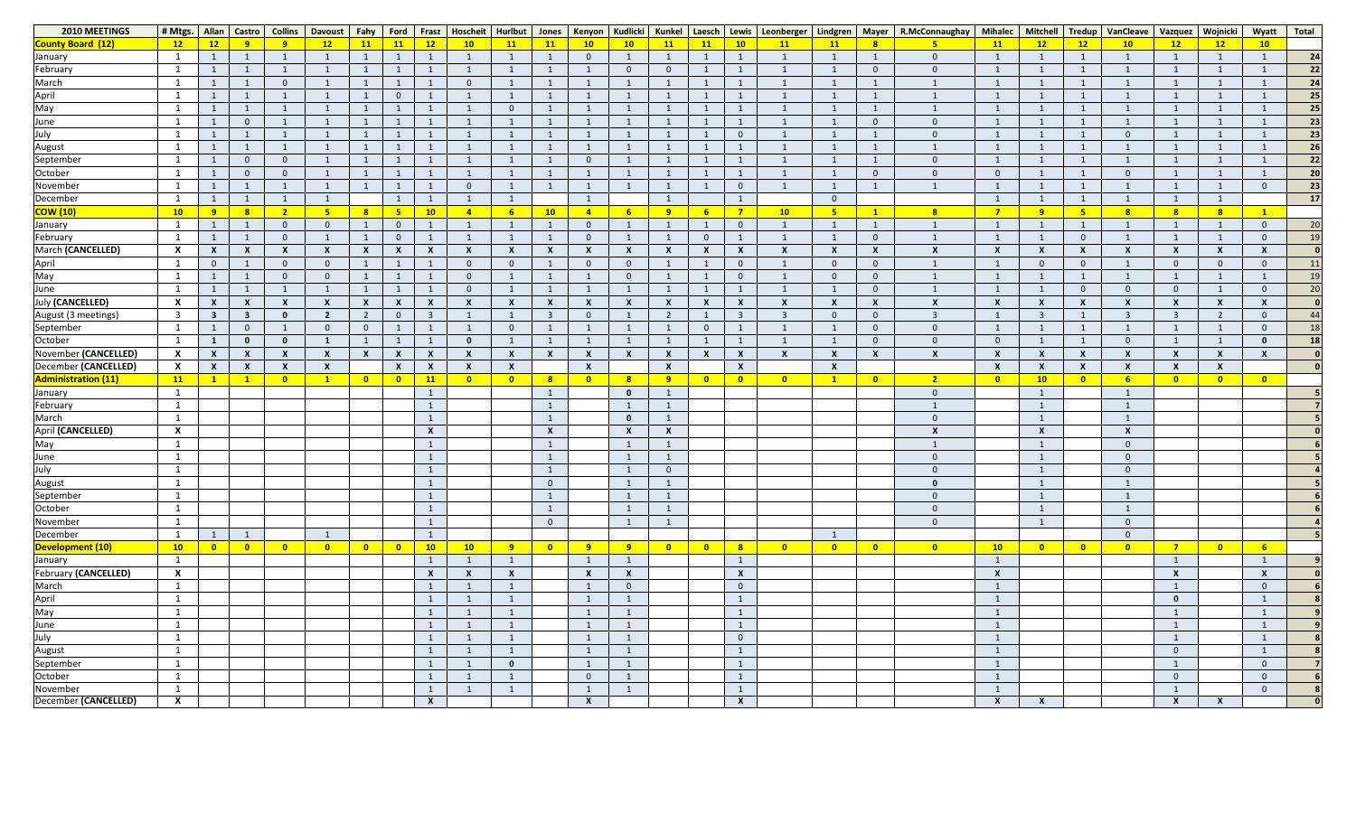| 2010 MEETINGS | # Mtgs. | Allan | Castro | Collins | Davoust | Fahy | Ford | Frasz | Hoscheit | Hurlbut | Jones | Kenyon | Kudlicki | Kunkel | Laesch | Lewis | Leonberger | Lindgren | Mayer | R.McConnaughay | Mihalec | Mitchell | Tredup | VanCleave | Vazquez | Wojnicki | Wyatt | Total |
|---|---|---|---|---|---|---|---|---|---|---|---|---|---|---|---|---|---|---|---|---|---|---|---|---|---|---|---|---|
| **County Board (12)** | **12** | **12** | **9** | **9** | **12** | **11** | **11** | **12** | **10** | **11** | **11** | **10** | **10** | **11** | **11** | **10** | **11** | **11** | **8** | **5** | **11** | **12** | **12** | **10** | **12** | **12** | **10** | |
| January | 1 | 1 | 1 | 1 | 1 | 1 | 1 | 1 | 1 | 1 | 1 | 0 | 1 | 1 | 1 | 1 | 1 | 1 | 1 | 0 | 1 | 1 | 1 | 1 | 1 | 1 | 1 | **24** |
| February | 1 | 1 | 1 | 1 | 1 | 1 | 1 | 1 | 1 | 1 | 1 | 1 | 0 | 0 | 1 | 1 | 1 | 1 | 0 | 0 | 1 | 1 | 1 | 1 | 1 | 1 | 1 | **22** |
| March | 1 | 1 | 1 | 0 | 1 | 1 | 1 | 1 | 0 | 1 | 1 | 1 | 1 | 1 | 1 | 1 | 1 | 1 | 1 | 1 | 1 | 1 | 1 | 1 | 1 | 1 | 1 | **24** |
| April | 1 | 1 | 1 | 1 | 1 | 1 | 0 | 1 | 1 | 1 | 1 | 1 | 1 | 1 | 1 | 1 | 1 | 1 | 1 | 1 | 1 | 1 | 1 | 1 | 1 | 1 | 1 | **25** |
| May | 1 | 1 | 1 | 1 | 1 | 1 | 1 | 1 | 1 | 0 | 1 | 1 | 1 | 1 | 1 | 1 | 1 | 1 | 1 | 1 | 1 | 1 | 1 | 1 | 1 | 1 | 1 | **25** |
| June | 1 | 1 | 0 | 1 | 1 | 1 | 1 | 1 | 1 | 1 | 1 | 1 | 1 | 1 | 1 | 1 | 1 | 1 | 0 | 0 | 1 | 1 | 1 | 1 | 1 | 1 | 1 | **23** |
| July | 1 | 1 | 1 | 1 | 1 | 1 | 1 | 1 | 1 | 1 | 1 | 1 | 1 | 1 | 1 | 0 | 1 | 1 | 1 | 0 | 1 | 1 | 1 | 0 | 1 | 1 | 1 | **23** |
| August | 1 | 1 | 1 | 1 | 1 | 1 | 1 | 1 | 1 | 1 | 1 | 1 | 1 | 1 | 1 | 1 | 1 | 1 | 1 | 1 | 1 | 1 | 1 | 1 | 1 | 1 | 1 | **26** |
| September | 1 | 1 | 0 | 0 | 1 | 1 | 1 | 1 | 1 | 1 | 1 | 0 | 1 | 1 | 1 | 1 | 1 | 1 | 1 | 0 | 1 | 1 | 1 | 1 | 1 | 1 | 1 | **22** |
| October | 1 | 1 | 0 | 0 | 1 | 1 | 1 | 1 | 1 | 1 | 1 | 1 | 1 | 1 | 1 | 1 | 1 | 1 | 0 | 0 | 0 | 1 | 1 | 0 | 1 | 1 | 1 | **20** |
| November | 1 | 1 | 1 | 1 | 1 | 1 | 1 | 1 | 0 | 1 | 1 | 1 | 1 | 1 | 1 | 0 | 1 | 1 | 1 | 1 | 1 | 1 | 1 | 1 | 1 | 1 | 0 | **23** |
| December | 1 | 1 | 1 | 1 | 1 | | 1 | 1 | 1 | 1 | | 1 | | 1 | | 1 | | 0 | | | 1 | 1 | 1 | 1 | 1 | 1 | | **17** |
| **COW (10)** | **10** | **9** | **8** | **2** | **5** | **8** | **5** | **10** | **4** | **6** | **10** | **4** | **6** | **9** | **6** | **7** | **10** | **5** | **1** | **8** | **7** | **9** | **5** | **8** | **8** | **8** | **1** | |
| January | 1 | 1 | 1 | 0 | 0 | 1 | 0 | 1 | 1 | 1 | 1 | 0 | 1 | 1 | 1 | 0 | 1 | 1 | 1 | 1 | 1 | 1 | 1 | 1 | 1 | 1 | 0 | 20 |
| February | 1 | 1 | 1 | 0 | 1 | 1 | 0 | 1 | 1 | 1 | 1 | 0 | 1 | 1 | 0 | 1 | 1 | 1 | 0 | 1 | 1 | 1 | 0 | 1 | 1 | 1 | 0 | 19 |
| March **(CANCELLED)** | X | X | X | X | X | X | X | X | X | X | X | X | X | X | X | X | X | X | X | X | X | X | X | X | X | X | X | **0** |
| April | 1 | 0 | 1 | 0 | 0 | 1 | 1 | 1 | 0 | 0 | 1 | 0 | 0 | 1 | 1 | 0 | 1 | 0 | 0 | 1 | 1 | 0 | 0 | 1 | 0 | 0 | 0 | 11 |
| May | 1 | 1 | 1 | 0 | 0 | 1 | 1 | 1 | 0 | 1 | 1 | 1 | 0 | 1 | 1 | 0 | 1 | 0 | 0 | 1 | 1 | 1 | 1 | 1 | 1 | 1 | 1 | 19 |
| June | 1 | 1 | 1 | 1 | 1 | 1 | 1 | 1 | 0 | 1 | 1 | 1 | 1 | 1 | 1 | 1 | 1 | 1 | 0 | 1 | 1 | 1 | 0 | 0 | 0 | 1 | 0 | 20 |
| July **(CANCELLED)** | X | X | X | X | X | X | X | X | X | X | X | X | X | X | X | X | X | X | X | X | X | X | X | X | X | X | X | **0** |
| August (3 meetings) | 3 | 3 | 3 | 0 | 2 | 2 | 0 | 3 | 1 | 1 | 3 | 0 | 1 | 2 | 1 | 3 | 3 | 0 | 0 | 3 | 1 | 3 | 1 | 3 | 3 | 2 | 0 | 44 |
| September | 1 | 1 | 0 | 1 | 0 | 0 | 1 | 1 | 1 | 0 | 1 | 1 | 1 | 1 | 0 | 1 | 1 | 1 | 0 | 0 | 1 | 1 | 1 | 1 | 1 | 1 | 0 | 18 |
| October | 1 | 1 | 0 | 0 | 1 | 1 | 1 | 1 | 0 | 1 | 1 | 1 | 1 | 1 | 1 | 1 | 1 | 1 | 0 | 0 | 0 | 1 | 1 | 0 | 1 | 1 | 0 | 18 |
| November **(CANCELLED)** | X | X | X | X | X | X | X | X | X | X | X | X | X | X | X | X | X | X | X | X | X | X | X | X | X | X | X | **0** |
| December **(CANCELLED)** | X | X | X | X | X | | X | X | X | X | | X | | X | | X | | X | | | X | X | X | X | X | X | | **0** |
| **Administration (11)** | **11** | **1** | **1** | **0** | **1** | **0** | **0** | **11** | **0** | **0** | **8** | **0** | **8** | **9** | **0** | **0** | **0** | **1** | **0** | **2** | **0** | **10** | **0** | **6** | **0** | **0** | **0** | |
| January | 1 | | | | | | | 1 | | | 1 | | 0 | 1 | | | | | | 0 | | 1 | | 1 | | | | **5** |
| February | 1 | | | | | | | 1 | | | 1 | | 1 | 1 | | | | | | 1 | | 1 | | 1 | | | | **7** |
| March | 1 | | | | | | | 1 | | | 1 | | 0 | 1 | | | | | | 0 | | 1 | | 1 | | | | **5** |
| April **(CANCELLED)** | X | | | | | | | X | | | X | | X | X | | | | | | X | | X | | X | | | | **0** |
| May | 1 | | | | | | | 1 | | | 1 | | 1 | 1 | | | | | | 1 | | 1 | | 0 | | | | **6** |
| June | 1 | | | | | | | 1 | | | 1 | | 1 | 1 | | | | | | 0 | | 1 | | 0 | | | | **5** |
| July | 1 | | | | | | | 1 | | | 1 | | 1 | 0 | | | | | | 0 | | 1 | | 0 | | | | **4** |
| August | 1 | | | | | | | 1 | | | 0 | | 1 | 1 | | | | | | 0 | | 1 | | 1 | | | | **5** |
| September | 1 | | | | | | | 1 | | | 1 | | 1 | 1 | | | | | | 0 | | 1 | | 1 | | | | **6** |
| October | 1 | | | | | | | 1 | | | 1 | | 1 | 1 | | | | | | 0 | | 1 | | 1 | | | | **6** |
| November | 1 | | | | | | | 1 | | | 0 | | 1 | 1 | | | | | | 0 | | 1 | | 0 | | | | **4** |
| December | 1 | 1 | 1 | | 1 | | | 1 | | | | | | | | | | 1 | | | | | | 0 | | | | **5** |
| **Development (10)** | **10** | **0** | **0** | **0** | **0** | **0** | **0** | **10** | **10** | **9** | **0** | **9** | **9** | **0** | **0** | **8** | **0** | **0** | **0** | **0** | **10** | **0** | **0** | **0** | **7** | **0** | **6** | |
| January | 1 | | | | | | | 1 | 1 | 1 | | 1 | 1 | | | 1 | | | | | 1 | | | | 1 | | 1 | **9** |
| February **(CANCELLED)** | X | | | | | | | X | X | X | | X | X | | | X | | | | | X | | | | X | | X | **0** |
| March | 1 | | | | | | | 1 | 1 | 1 | | 1 | 0 | | | 0 | | | | | 1 | | | | 1 | | 0 | **6** |
| April | 1 | | | | | | | 1 | 1 | 1 | | 1 | 1 | | | 1 | | | | | 1 | | | | 0 | | 1 | **8** |
| May | 1 | | | | | | | 1 | 1 | 1 | | 1 | 1 | | | 1 | | | | | 1 | | | | 1 | | 1 | **9** |
| June | 1 | | | | | | | 1 | 1 | 1 | | 1 | 1 | | | 1 | | | | | 1 | | | | 1 | | 1 | **9** |
| July | 1 | | | | | | | 1 | 1 | 1 | | 1 | 1 | | | 0 | | | | | 1 | | | | 1 | | 1 | **8** |
| August | 1 | | | | | | | 1 | 1 | 1 | | 1 | 1 | | | 1 | | | | | 1 | | | | 0 | | 1 | **8** |
| September | 1 | | | | | | | 1 | 1 | 0 | | 1 | 1 | | | 1 | | | | | 1 | | | | 1 | | 0 | **7** |
| October | 1 | | | | | | | 1 | 1 | 1 | | 0 | 1 | | | 1 | | | | | 1 | | | | 0 | | 0 | **6** |
| November | 1 | | | | | | | 1 | 1 | 1 | | 1 | 1 | | | 1 | | | | | 1 | | | | 1 | | 0 | **8** |
| December **(CANCELLED)** | X | | | | | | | X | | | | X | | | | X | | | | | X | X | | | X | X | | **0** |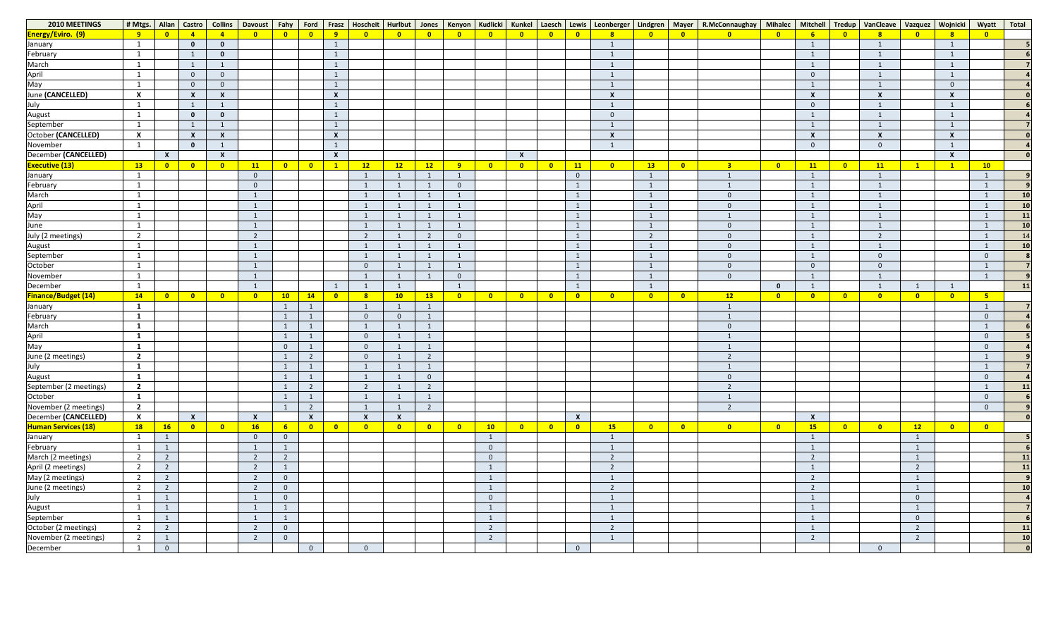| 2010 MEETINGS | # Mtgs. | Allan | Castro | Collins | Davoust | Fahy | Ford | Frasz | Hoscheit | Hurlbut | Jones | Kenyon | Kudlicki | Kunkel | Laesch | Lewis | Leonberger | Lindgren | Mayer | R.McConnaughay | Mihalec | Mitchell | Tredup | VanCleave | Vazquez | Wojnicki | Wyatt | Total |
|---|---|---|---|---|---|---|---|---|---|---|---|---|---|---|---|---|---|---|---|---|---|---|---|---|---|---|---|---|
| **Energy/Eviro. (9)** | **9** | **0** | **4** | **4** | **0** | **0** | **0** | **9** | **0** | **0** | **0** | **0** | **0** | **0** | **0** | **0** | **8** | **0** | **0** | **0** | **0** | **6** | **0** | **8** | **0** | **8** | **0** | |
| January | 1 | | 0 | 0 | | | | 1 | | | | | | | | | 1 | | | | | 1 | | 1 | | 1 | | 5 |
| February | 1 | | 1 | 0 | | | | 1 | | | | | | | | | 1 | | | | | 1 | | 1 | | 1 | | 6 |
| March | 1 | | 1 | 1 | | | | 1 | | | | | | | | | 1 | | | | | 1 | | 1 | | 1 | | 7 |
| April | 1 | | 0 | 0 | | | | 1 | | | | | | | | | 1 | | | | | 0 | | 1 | | 1 | | 4 |
| May | 1 | | 0 | 0 | | | | 1 | | | | | | | | | 1 | | | | | 1 | | 1 | | 0 | | 4 |
| June **(CANCELLED)** | X | | X | X | | | | X | | | | | | | | | X | | | | | X | | X | | X | | 0 |
| July | 1 | | 1 | 1 | | | | 1 | | | | | | | | | 1 | | | | | 0 | | 1 | | 1 | | 6 |
| August | 1 | | 0 | 0 | | | | 1 | | | | | | | | | 0 | | | | | 1 | | 1 | | 1 | | 4 |
| September | 1 | | 1 | 1 | | | | 1 | | | | | | | | | 1 | | | | | 1 | | 1 | | 1 | | 7 |
| October **(CANCELLED)** | X | | X | X | | | | X | | | | | | | | | X | | | | | X | | X | | X | | 0 |
| November | 1 | | 0 | 1 | | | | 1 | | | | | | | | | 1 | | | | | 0 | | 0 | | 1 | | 4 |
| December **(CANCELLED)** | | X | | X | | | | X | | | | | | X | | | | | | | | | | | | X | | 0 |
| **Executive (13)** | **13** | **0** | **0** | **0** | **11** | **0** | **0** | **1** | **12** | **12** | **12** | **9** | **0** | **0** | **0** | **11** | **0** | **13** | **0** | **3** | **0** | **11** | **0** | **11** | **1** | **1** | **10** | |
| January | 1 | | | | 0 | | | | 1 | 1 | 1 | 1 | | | | 0 | | 1 | | 1 | | 1 | | 1 | | | 1 | 9 |
| February | 1 | | | | 0 | | | | 1 | 1 | 1 | 0 | | | | 1 | | 1 | | 1 | | 1 | | 1 | | | 1 | 9 |
| March | 1 | | | | 1 | | | | 1 | 1 | 1 | 1 | | | | 1 | | 1 | | 0 | | 1 | | 1 | | | 1 | 10 |
| April | 1 | | | | 1 | | | | 1 | 1 | 1 | 1 | | | | 1 | | 1 | | 0 | | 1 | | 1 | | | 1 | 10 |
| May | 1 | | | | 1 | | | | 1 | 1 | 1 | 1 | | | | 1 | | 1 | | 1 | | 1 | | 1 | | | 1 | 11 |
| June | 1 | | | | 1 | | | | 1 | 1 | 1 | 1 | | | | 1 | | 1 | | 0 | | 1 | | 1 | | | 1 | 10 |
| July (2 meetings) | 2 | | | | 2 | | | | 2 | 1 | 2 | 0 | | | | 1 | | 2 | | 0 | | 1 | | 2 | | | 1 | 14 |
| August | 1 | | | | 1 | | | | 1 | 1 | 1 | 1 | | | | 1 | | 1 | | 0 | | 1 | | 1 | | | 1 | 10 |
| September | 1 | | | | 1 | | | | 1 | 1 | 1 | 1 | | | | 1 | | 1 | | 0 | | 1 | | 0 | | | 0 | 8 |
| October | 1 | | | | 1 | | | | 0 | 1 | 1 | 1 | | | | 1 | | 1 | | 0 | | 0 | | 0 | | | 1 | 7 |
| November | 1 | | | | 1 | | | | 1 | 1 | 1 | 0 | | | | 1 | | 1 | | 0 | | 1 | | 1 | | | 1 | 9 |
| December | 1 | | | | 1 | | | 1 | 1 | 1 | | 1 | | | | 1 | | 1 | | | 0 | 1 | | 1 | 1 | 1 | | 11 |
| **Finance/Budget (14)** | **14** | **0** | **0** | **0** | **0** | **10** | **14** | **0** | **8** | **10** | **13** | **0** | **0** | **0** | **0** | **0** | **0** | **0** | **0** | **12** | **0** | **0** | **0** | **0** | **0** | **0** | **5** | |
| January | **1** | | | | | 1 | 1 | | 1 | 1 | 1 | | | | | | | | | 1 | | | | | | | 1 | 7 |
| February | **1** | | | | | 1 | 1 | | 0 | 0 | 1 | | | | | | | | | 1 | | | | | | | 0 | 4 |
| March | **1** | | | | | 1 | 1 | | 1 | 1 | 1 | | | | | | | | | 0 | | | | | | | 1 | 6 |
| April | **1** | | | | | 1 | 1 | | 0 | 1 | 1 | | | | | | | | | 1 | | | | | | | 0 | 5 |
| May | **1** | | | | | 0 | 1 | | 0 | 1 | 1 | | | | | | | | | 1 | | | | | | | 0 | 4 |
| June (2 meetings) | **2** | | | | | 1 | 2 | | 0 | 1 | 2 | | | | | | | | | 2 | | | | | | | 1 | 9 |
| July | **1** | | | | | 1 | 1 | | 1 | 1 | 1 | | | | | | | | | 1 | | | | | | | 1 | 7 |
| August | **1** | | | | | 1 | 1 | | 1 | 1 | 0 | | | | | | | | | 0 | | | | | | | 0 | 4 |
| September (2 meetings) | **2** | | | | | 1 | 2 | | 2 | 1 | 2 | | | | | | | | | 2 | | | | | | | 1 | 11 |
| October | **1** | | | | | 1 | 1 | | 1 | 1 | 1 | | | | | | | | | 1 | | | | | | | 0 | 6 |
| November (2 meetings) | **2** | | | | | 1 | 2 | | 1 | 1 | 2 | | | | | | | | | 2 | | | | | | | 0 | 9 |
| December **(CANCELLED)** | **X** | | X | | X | | X | | X | X | | | | | | X | | | | | | X | | | | | | 0 |
| **Human Services (18)** | **18** | **16** | **0** | **0** | **16** | **6** | **0** | **0** | **0** | **0** | **0** | **0** | **10** | **0** | **0** | **0** | **15** | **0** | **0** | **0** | **0** | **15** | **0** | **0** | **12** | **0** | **0** | |
| January | 1 | 1 | | | 0 | 0 | | | | | | | 1 | | | | 1 | | | | | 1 | | | 1 | | | 5 |
| February | 1 | 1 | | | 1 | 1 | | | | | | | 0 | | | | 1 | | | | | 1 | | | 1 | | | 6 |
| March (2 meetings) | 2 | 2 | | | 2 | 2 | | | | | | | 0 | | | | 2 | | | | | 2 | | | 1 | | | 11 |
| April (2 meetings) | 2 | 2 | | | 2 | 1 | | | | | | | 1 | | | | 2 | | | | | 1 | | | 2 | | | 11 |
| May (2 meetings) | 2 | 2 | | | 2 | 0 | | | | | | | 1 | | | | 1 | | | | | 2 | | | 1 | | | 9 |
| June (2 meetings) | 2 | 2 | | | 2 | 0 | | | | | | | 1 | | | | 2 | | | | | 2 | | | 1 | | | 10 |
| July | 1 | 1 | | | 1 | 0 | | | | | | | 0 | | | | 1 | | | | | 1 | | | 0 | | | 4 |
| August | 1 | 1 | | | 1 | 1 | | | | | | | 1 | | | | 1 | | | | | 1 | | | 1 | | | 7 |
| September | 1 | 1 | | | 1 | 1 | | | | | | | 1 | | | | 1 | | | | | 1 | | | 0 | | | 6 |
| October (2 meetings) | 2 | 2 | | | 2 | 0 | | | | | | | 2 | | | | 2 | | | | | 1 | | | 2 | | | 11 |
| November (2 meetings) | 2 | 1 | | | 2 | 0 | | | | | | | 2 | | | | 1 | | | | | 2 | | | 2 | | | 10 |
| December | 1 | 0 | | | | | 0 | | 0 | | | | | | | 0 | | | | | | | | 0 | | | | 0 |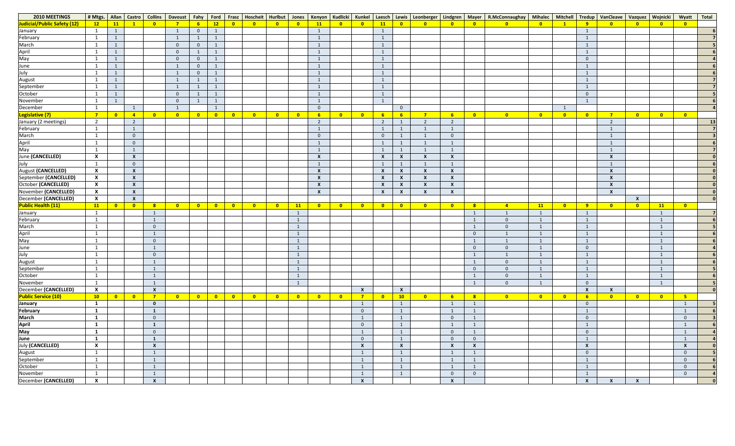| 2010 MEETINGS | # Mtgs. | Allan | Castro | Collins | Davoust | Fahy | Ford | Frasz | Hoscheit | Hurlbut | Jones | Kenyon | Kudlicki | Kunkel | Laesch | Lewis | Leonberger | Lindgren | Mayer | R.McConnaughay | Mihalec | Mitchell | Tredup | VanCleave | Vazquez | Wojnicki | Wyatt | Total |
|---|---|---|---|---|---|---|---|---|---|---|---|---|---|---|---|---|---|---|---|---|---|---|---|---|---|---|---|---|
| **Judicial/Public Safety (12)** | 12 | 11 | 1 | 0 | 7 | 6 | 12 | 0 | 0 | 0 | 0 | 11 | 0 | 0 | 11 | 0 | 0 | 0 | 0 | 0 | 0 | 1 | 9 | 0 | 0 | 0 | 0 | |
| January | 1 | 1 | | | 1 | 0 | 1 | | | | | 1 | | | 1 | | | | | | | | 1 | | | | | 6 |
| February | 1 | 1 | | | 1 | 1 | 1 | | | | | 1 | | | 1 | | | | | | | | 1 | | | | | 7 |
| March | 1 | 1 | | | 0 | 0 | 1 | | | | | 1 | | | 1 | | | | | | | | 1 | | | | | 5 |
| April | 1 | 1 | | | 0 | 1 | 1 | | | | | 1 | | | 1 | | | | | | | | 1 | | | | | 6 |
| May | 1 | 1 | | | 0 | 0 | 1 | | | | | 1 | | | 1 | | | | | | | | 0 | | | | | 4 |
| June | 1 | 1 | | | 1 | 0 | 1 | | | | | 1 | | | 1 | | | | | | | | 1 | | | | | 6 |
| July | 1 | 1 | | | 1 | 0 | 1 | | | | | 1 | | | 1 | | | | | | | | 1 | | | | | 6 |
| August | 1 | 1 | | | 1 | 1 | 1 | | | | | 1 | | | 1 | | | | | | | | 1 | | | | | 7 |
| September | 1 | 1 | | | 1 | 1 | 1 | | | | | 1 | | | 1 | | | | | | | | 1 | | | | | 7 |
| October | 1 | 1 | | | 0 | 1 | 1 | | | | | 1 | | | 1 | | | | | | | | 0 | | | | | 5 |
| November | 1 | 1 | | | 0 | 1 | 1 | | | | | 1 | | | 1 | | | | | | | | 1 | | | | | 6 |
| December | 1 | | 1 | | 1 | | 1 | | | | | 0 | | | | 0 | | | | | | 1 | | | | | | 4 |
| **Legislative (7)** | 7 | 0 | 4 | 0 | 0 | 0 | 0 | 0 | 0 | 0 | 0 | 6 | 0 | 0 | 6 | 6 | 7 | 6 | 0 | 0 | 0 | 0 | 0 | 7 | 0 | 0 | 0 | |
| January (2 meetings) | 2 | | 2 | | | | | | | | | 2 | | | 2 | 1 | 2 | 2 | | | | | | 2 | | | | 13 |
| February | 1 | | 1 | | | | | | | | | 1 | | | 1 | 1 | 1 | 1 | | | | | | 1 | | | | 7 |
| March | 1 | | 0 | | | | | | | | | 0 | | | 0 | 1 | 1 | 0 | | | | | | 1 | | | | 3 |
| April | 1 | | 0 | | | | | | | | | 1 | | | 1 | 1 | 1 | 1 | | | | | | 1 | | | | 6 |
| May | 1 | | 1 | | | | | | | | | 1 | | | 1 | 1 | 1 | 1 | | | | | | 1 | | | | 7 |
| June **(CANCELLED)** | X | | X | | | | | | | | | X | | | X | X | X | X | | | | | | X | | | | 0 |
| July | 1 | | 0 | | | | | | | | | 1 | | | 1 | 1 | 1 | 1 | | | | | | 1 | | | | 6 |
| August **(CANCELLED)** | X | | X | | | | | | | | | X | | | X | X | X | X | | | | | | X | | | | 0 |
| September **(CANCELLED)** | X | | X | | | | | | | | | X | | | X | X | X | X | | | | | | X | | | | 0 |
| October **(CANCELLED)** | X | | X | | | | | | | | | X | | | X | X | X | X | | | | | | X | | | | 0 |
| November **(CANCELLED)** | X | | X | | | | | | | | | X | | | X | X | X | X | | | | | | X | | | | 0 |
| December **(CANCELLED)** | X | | X | | | | | | | | | | | | | | | | | | | | | | X | | | 0 |
| **Public Health (11)** | 11 | 0 | 0 | 8 | 0 | 0 | 0 | 0 | 0 | 0 | 11 | 0 | 0 | 0 | 0 | 0 | 0 | 0 | 8 | 4 | 11 | 0 | 9 | 0 | 0 | 11 | 0 | |
| January | 1 | | | 1 | | | | | | | 1 | | | | | | | | 1 | 1 | 1 | | 1 | | | 1 | | 7 |
| February | 1 | | | 1 | | | | | | | 1 | | | | | | | | 1 | 0 | 1 | | 1 | | | 1 | | 6 |
| March | 1 | | | 0 | | | | | | | 1 | | | | | | | | 1 | 0 | 1 | | 1 | | | 1 | | 5 |
| April | 1 | | | 1 | | | | | | | 1 | | | | | | | | 0 | 1 | 1 | | 1 | | | 1 | | 6 |
| May | 1 | | | 0 | | | | | | | 1 | | | | | | | | 1 | 1 | 1 | | 1 | | | 1 | | 6 |
| June | 1 | | | 1 | | | | | | | 1 | | | | | | | | 0 | 0 | 1 | | 0 | | | 1 | | 4 |
| July | 1 | | | 0 | | | | | | | 1 | | | | | | | | 1 | 1 | 1 | | 1 | | | 1 | | 6 |
| August | 1 | | | 1 | | | | | | | 1 | | | | | | | | 1 | 0 | 1 | | 1 | | | 1 | | 6 |
| September | 1 | | | 1 | | | | | | | 1 | | | | | | | | 0 | 0 | 1 | | 1 | | | 1 | | 5 |
| October | 1 | | | 1 | | | | | | | 1 | | | | | | | | 1 | 0 | 1 | | 1 | | | 1 | | 6 |
| November | 1 | | | 1 | | | | | | | 1 | | | | | | | | 1 | 0 | 1 | | 0 | | | 1 | | 5 |
| December **(CANCELLED)** | X | | | X | | | | | | | | | | X | | X | | | | | | | X | X | | | | 0 |
| **Public Service (10)** | 10 | 0 | 0 | 7 | 0 | 0 | 0 | 0 | 0 | 0 | 0 | 0 | 0 | 7 | 0 | 10 | 0 | 6 | 8 | 0 | 0 | 0 | 6 | 0 | 0 | 0 | 5 | |
| **January** | 1 | | | 0 | | | | | | | | | | 1 | | 1 | | 1 | 1 | | | | 0 | | | | 1 | 5 |
| **February** | 1 | | | 1 | | | | | | | | | | 0 | | 1 | | 1 | 1 | | | | 1 | | | | 1 | 6 |
| **March** | 1 | | | 0 | | | | | | | | | | 1 | | 1 | | 0 | 1 | | | | 0 | | | | 0 | 3 |
| **April** | 1 | | | 1 | | | | | | | | | | 0 | | 1 | | 1 | 1 | | | | 1 | | | | 1 | 6 |
| **May** | 1 | | | 0 | | | | | | | | | | 1 | | 1 | | 0 | 1 | | | | 0 | | | | 1 | 4 |
| **June** | 1 | | | 1 | | | | | | | | | | 0 | | 1 | | 0 | 0 | | | | 1 | | | | 1 | 4 |
| July **(CANCELLED)** | X | | | X | | | | | | | | | | X | | X | | X | X | | | | X | | | | X | 0 |
| August | 1 | | | 1 | | | | | | | | | | 1 | | 1 | | 1 | 1 | | | | 0 | | | | 0 | 5 |
| September | 1 | | | 1 | | | | | | | | | | 1 | | 1 | | 1 | 1 | | | | 1 | | | | 0 | 6 |
| October | 1 | | | 1 | | | | | | | | | | 1 | | 1 | | 1 | 1 | | | | 1 | | | | 0 | 6 |
| November | 1 | | | 1 | | | | | | | | | | 1 | | 1 | | 0 | 0 | | | | 1 | | | | 0 | 4 |
| December **(CANCELLED)** | X | | | X | | | | | | | | | | X | | | | X | | | | | X | X | X | | | 0 |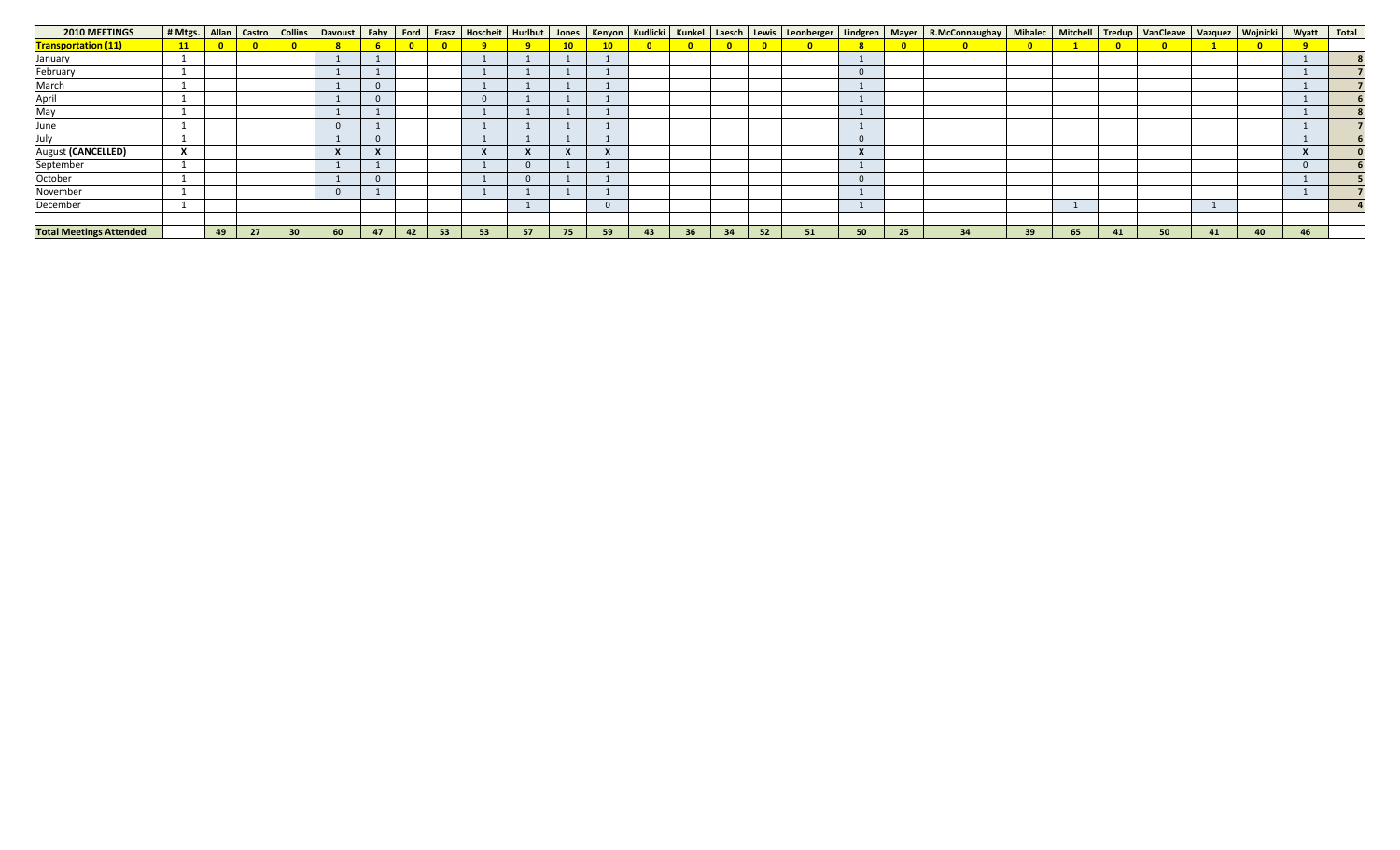| 2010 MEETINGS | # Mtgs. | Allan | Castro | Collins | Davoust | Fahy | Ford | Frasz | Hoscheit | Hurlbut | Jones | Kenyon | Kudlicki | Kunkel | Laesch | Lewis | Leonberger | Lindgren | Mayer | R.McConnaughay | Mihalec | Mitchell | Tredup | VanCleave | Vazquez | Wojnicki | Wyatt | Total |
|---|---|---|---|---|---|---|---|---|---|---|---|---|---|---|---|---|---|---|---|---|---|---|---|---|---|---|---|---|
| **Transportation (11)** | **11** | **0** | **0** | **0** | **8** | **6** | **0** | **0** | **9** | **9** | **10** | **10** | **0** | **0** | **0** | **0** | **0** | **8** | **0** | **0** | **0** | **1** | **0** | **0** | **1** | **0** | **9** | |
| January | 1 | | | | 1 | 1 | | | 1 | 1 | 1 | 1 | | | | | | 1 | | | | | | | | | 1 | 8 |
| February | 1 | | | | 1 | 1 | | | 1 | 1 | 1 | 1 | | | | | | 0 | | | | | | | | | 1 | 7 |
| March | 1 | | | | 1 | 0 | | | 1 | 1 | 1 | 1 | | | | | | 1 | | | | | | | | | 1 | 7 |
| April | 1 | | | | 1 | 0 | | | 0 | 1 | 1 | 1 | | | | | | 1 | | | | | | | | | 1 | 6 |
| May | 1 | | | | 1 | 1 | | | 1 | 1 | 1 | 1 | | | | | | 1 | | | | | | | | | 1 | 8 |
| June | 1 | | | | 0 | 1 | | | 1 | 1 | 1 | 1 | | | | | | 1 | | | | | | | | | 1 | 7 |
| July | 1 | | | | 1 | 0 | | | 1 | 1 | 1 | 1 | | | | | | 0 | | | | | | | | | 1 | 6 |
| August **(CANCELLED)** | X | | | | X | X | | | X | X | X | X | | | | | | X | | | | | | | | | X | 0 |
| September | 1 | | | | 1 | 1 | | | 1 | 0 | 1 | 1 | | | | | | 1 | | | | | | | | | 0 | 6 |
| October | 1 | | | | 1 | 0 | | | 1 | 0 | 1 | 1 | | | | | | 0 | | | | | | | | | 1 | 5 |
| November | 1 | | | | 0 | 1 | | | 1 | 1 | 1 | 1 | | | | | | 1 | | | | | | | | | 1 | 7 |
| December | 1 | | | | | | | | | 1 | | 0 | | | | | | 1 | | | | 1 | | | 1 | | | 4 |
| | | | | | | | | | | | | | | | | | | | | | | | | | | | | |
| **Total Meetings Attended** | | 49 | 27 | 30 | 60 | 47 | 42 | 53 | 53 | 57 | 75 | 59 | 43 | 36 | 34 | 52 | 51 | 50 | 25 | 34 | 39 | 65 | 41 | 50 | 41 | 40 | 46 | |